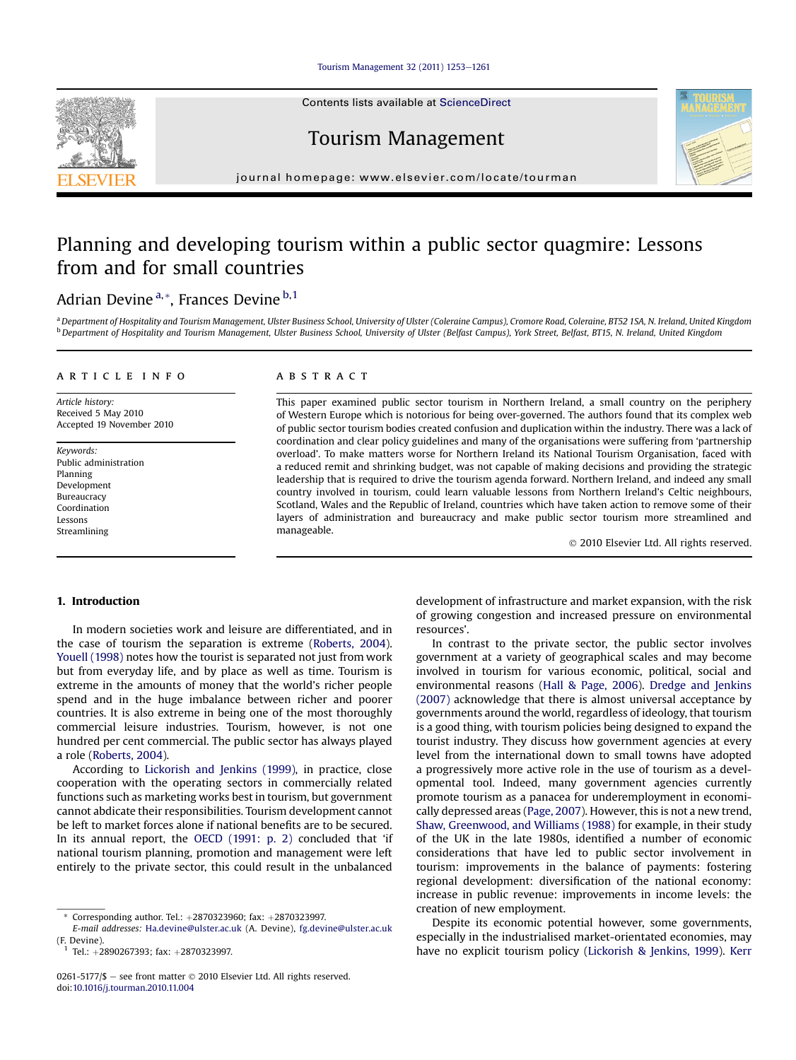# Planning and developing tourism within a public sector quagmire: Lessons from and for small countries

Adrian Devine [a,*], Frances Devine [b,1]

[a] Department of Hospitality and Tourism Management, Ulster Business School, University of Ulster (Coleraine Campus), Cromore Road, Coleraine, BT52 1SA, N. Ireland, United Kingdom
[b] Department of Hospitality and Tourism Management, Ulster Business School, University of Ulster (Belfast Campus), York Street, Belfast, BT15, N. Ireland, United Kingdom

**ARTICLE INFO**

*Article history:*
Received 5 May 2010
Accepted 19 November 2010

*Keywords:*
Public administration
Planning
Development
Bureaucracy
Coordination
Lessons
Streamlining

**ABSTRACT**

This paper examined public sector tourism in Northern Ireland, a small country on the periphery of Western Europe which is notorious for being over-governed. The authors found that its complex web of public sector tourism bodies created confusion and duplication within the industry. There was a lack of coordination and clear policy guidelines and many of the organisations were suffering from 'partnership overload'. To make matters worse for Northern Ireland its National Tourism Organisation, faced with a reduced remit and shrinking budget, was not capable of making decisions and providing the strategic leadership that is required to drive the tourism agenda forward. Northern Ireland, and indeed any small country involved in tourism, could learn valuable lessons from Northern Ireland's Celtic neighbours, Scotland, Wales and the Republic of Ireland, countries which have taken action to remove some of their layers of administration and bureaucracy and make public sector tourism more streamlined and manageable.

© 2010 Elsevier Ltd. All rights reserved.

## 1. Introduction

In modern societies work and leisure are differentiated, and in the case of tourism the separation is extreme (Roberts, 2004). Youell (1998) notes how the tourist is separated not just from work but from everyday life, and by place as well as time. Tourism is extreme in the amounts of money that the world's richer people spend and in the huge imbalance between richer and poorer countries. It is also extreme in being one of the most thoroughly commercial leisure industries. Tourism, however, is not one hundred per cent commercial. The public sector has always played a role (Roberts, 2004).

According to Lickorish and Jenkins (1999), in practice, close cooperation with the operating sectors in commercially related functions such as marketing works best in tourism, but government cannot abdicate their responsibilities. Tourism development cannot be left to market forces alone if national benefits are to be secured. In its annual report, the OECD (1991: p. 2) concluded that 'if national tourism planning, promotion and management were left entirely to the private sector, this could result in the unbalanced development of infrastructure and market expansion, with the risk of growing congestion and increased pressure on environmental resources'.

In contrast to the private sector, the public sector involves government at a variety of geographical scales and may become involved in tourism for various economic, political, social and environmental reasons (Hall & Page, 2006). Dredge and Jenkins (2007) acknowledge that there is almost universal acceptance by governments around the world, regardless of ideology, that tourism is a good thing, with tourism policies being designed to expand the tourist industry. They discuss how government agencies at every level from the international down to small towns have adopted a progressively more active role in the use of tourism as a developmental tool. Indeed, many government agencies currently promote tourism as a panacea for underemployment in economically depressed areas (Page, 2007). However, this is not a new trend, Shaw, Greenwood, and Williams (1988) for example, in their study of the UK in the late 1980s, identified a number of economic considerations that have led to public sector involvement in tourism: improvements in the balance of payments: fostering regional development: diversification of the national economy: increase in public revenue: improvements in income levels: the creation of new employment.

Despite its economic potential however, some governments, especially in the industrialised market-orientated economies, may have no explicit tourism policy (Lickorish & Jenkins, 1999). Kerr

---

* Corresponding author. Tel.: +2870323960; fax: +2870323997.
E-mail addresses: Ha.devine@ulster.ac.uk (A. Devine), fg.devine@ulster.ac.uk (F. Devine).
1 Tel.: +2890267393; fax: +2870323997.

0261-5177/$ – see front matter © 2010 Elsevier Ltd. All rights reserved.
doi:10.1016/j.tourman.2010.11.004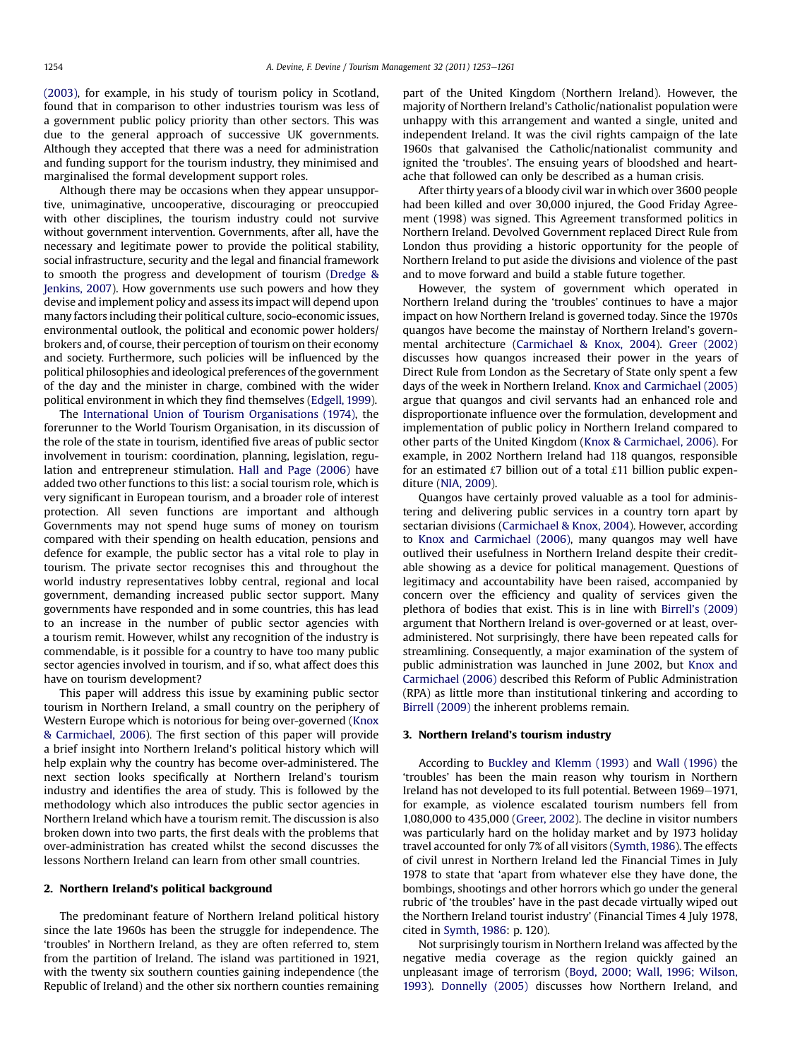(2003), for example, in his study of tourism policy in Scotland, found that in comparison to other industries tourism was less of a government public policy priority than other sectors. This was due to the general approach of successive UK governments. Although they accepted that there was a need for administration and funding support for the tourism industry, they minimised and marginalised the formal development support roles.

Although there may be occasions when they appear unsupportive, unimaginative, uncooperative, discouraging or preoccupied with other disciplines, the tourism industry could not survive without government intervention. Governments, after all, have the necessary and legitimate power to provide the political stability, social infrastructure, security and the legal and financial framework to smooth the progress and development of tourism (Dredge & Jenkins, 2007). How governments use such powers and how they devise and implement policy and assess its impact will depend upon many factors including their political culture, socio-economic issues, environmental outlook, the political and economic power holders/brokers and, of course, their perception of tourism on their economy and society. Furthermore, such policies will be influenced by the political philosophies and ideological preferences of the government of the day and the minister in charge, combined with the wider political environment in which they find themselves (Edgell, 1999).

The International Union of Tourism Organisations (1974), the forerunner to the World Tourism Organisation, in its discussion of the role of the state in tourism, identified five areas of public sector involvement in tourism: coordination, planning, legislation, regulation and entrepreneur stimulation. Hall and Page (2006) have added two other functions to this list: a social tourism role, which is very significant in European tourism, and a broader role of interest protection. All seven functions are important and although Governments may not spend huge sums of money on tourism compared with their spending on health education, pensions and defence for example, the public sector has a vital role to play in tourism. The private sector recognises this and throughout the world industry representatives lobby central, regional and local government, demanding increased public sector support. Many governments have responded and in some countries, this has lead to an increase in the number of public sector agencies with a tourism remit. However, whilst any recognition of the industry is commendable, is it possible for a country to have too many public sector agencies involved in tourism, and if so, what affect does this have on tourism development?

This paper will address this issue by examining public sector tourism in Northern Ireland, a small country on the periphery of Western Europe which is notorious for being over-governed (Knox & Carmichael, 2006). The first section of this paper will provide a brief insight into Northern Ireland's political history which will help explain why the country has become over-administered. The next section looks specifically at Northern Ireland's tourism industry and identifies the area of study. This is followed by the methodology which also introduces the public sector agencies in Northern Ireland which have a tourism remit. The discussion is also broken down into two parts, the first deals with the problems that over-administration has created whilst the second discusses the lessons Northern Ireland can learn from other small countries.

## 2. Northern Ireland's political background

The predominant feature of Northern Ireland political history since the late 1960s has been the struggle for independence. The 'troubles' in Northern Ireland, as they are often referred to, stem from the partition of Ireland. The island was partitioned in 1921, with the twenty six southern counties gaining independence (the Republic of Ireland) and the other six northern counties remaining part of the United Kingdom (Northern Ireland). However, the majority of Northern Ireland's Catholic/nationalist population were unhappy with this arrangement and wanted a single, united and independent Ireland. It was the civil rights campaign of the late 1960s that galvanised the Catholic/nationalist community and ignited the 'troubles'. The ensuing years of bloodshed and heartache that followed can only be described as a human crisis.

After thirty years of a bloody civil war in which over 3600 people had been killed and over 30,000 injured, the Good Friday Agreement (1998) was signed. This Agreement transformed politics in Northern Ireland. Devolved Government replaced Direct Rule from London thus providing a historic opportunity for the people of Northern Ireland to put aside the divisions and violence of the past and to move forward and build a stable future together.

However, the system of government which operated in Northern Ireland during the 'troubles' continues to have a major impact on how Northern Ireland is governed today. Since the 1970s quangos have become the mainstay of Northern Ireland's governmental architecture (Carmichael & Knox, 2004). Greer (2002) discusses how quangos increased their power in the years of Direct Rule from London as the Secretary of State only spent a few days of the week in Northern Ireland. Knox and Carmichael (2005) argue that quangos and civil servants had an enhanced role and disproportionate influence over the formulation, development and implementation of public policy in Northern Ireland compared to other parts of the United Kingdom (Knox & Carmichael, 2006). For example, in 2002 Northern Ireland had 118 quangos, responsible for an estimated £7 billion out of a total £11 billion public expenditure (NIA, 2009).

Quangos have certainly proved valuable as a tool for administering and delivering public services in a country torn apart by sectarian divisions (Carmichael & Knox, 2004). However, according to Knox and Carmichael (2006), many quangos may well have outlived their usefulness in Northern Ireland despite their creditable showing as a device for political management. Questions of legitimacy and accountability have been raised, accompanied by concern over the efficiency and quality of services given the plethora of bodies that exist. This is in line with Birrell's (2009) argument that Northern Ireland is over-governed or at least, over-administered. Not surprisingly, there have been repeated calls for streamlining. Consequently, a major examination of the system of public administration was launched in June 2002, but Knox and Carmichael (2006) described this Reform of Public Administration (RPA) as little more than institutional tinkering and according to Birrell (2009) the inherent problems remain.

## 3. Northern Ireland's tourism industry

According to Buckley and Klemm (1993) and Wall (1996) the 'troubles' has been the main reason why tourism in Northern Ireland has not developed to its full potential. Between 1969–1971, for example, as violence escalated tourism numbers fell from 1,080,000 to 435,000 (Greer, 2002). The decline in visitor numbers was particularly hard on the holiday market and by 1973 holiday travel accounted for only 7% of all visitors (Symth, 1986). The effects of civil unrest in Northern Ireland led the Financial Times in July 1978 to state that 'apart from whatever else they have done, the bombings, shootings and other horrors which go under the general rubric of 'the troubles' have in the past decade virtually wiped out the Northern Ireland tourist industry' (Financial Times 4 July 1978, cited in Symth, 1986: p. 120).

Not surprisingly tourism in Northern Ireland was affected by the negative media coverage as the region quickly gained an unpleasant image of terrorism (Boyd, 2000; Wall, 1996; Wilson, 1993). Donnelly (2005) discusses how Northern Ireland, and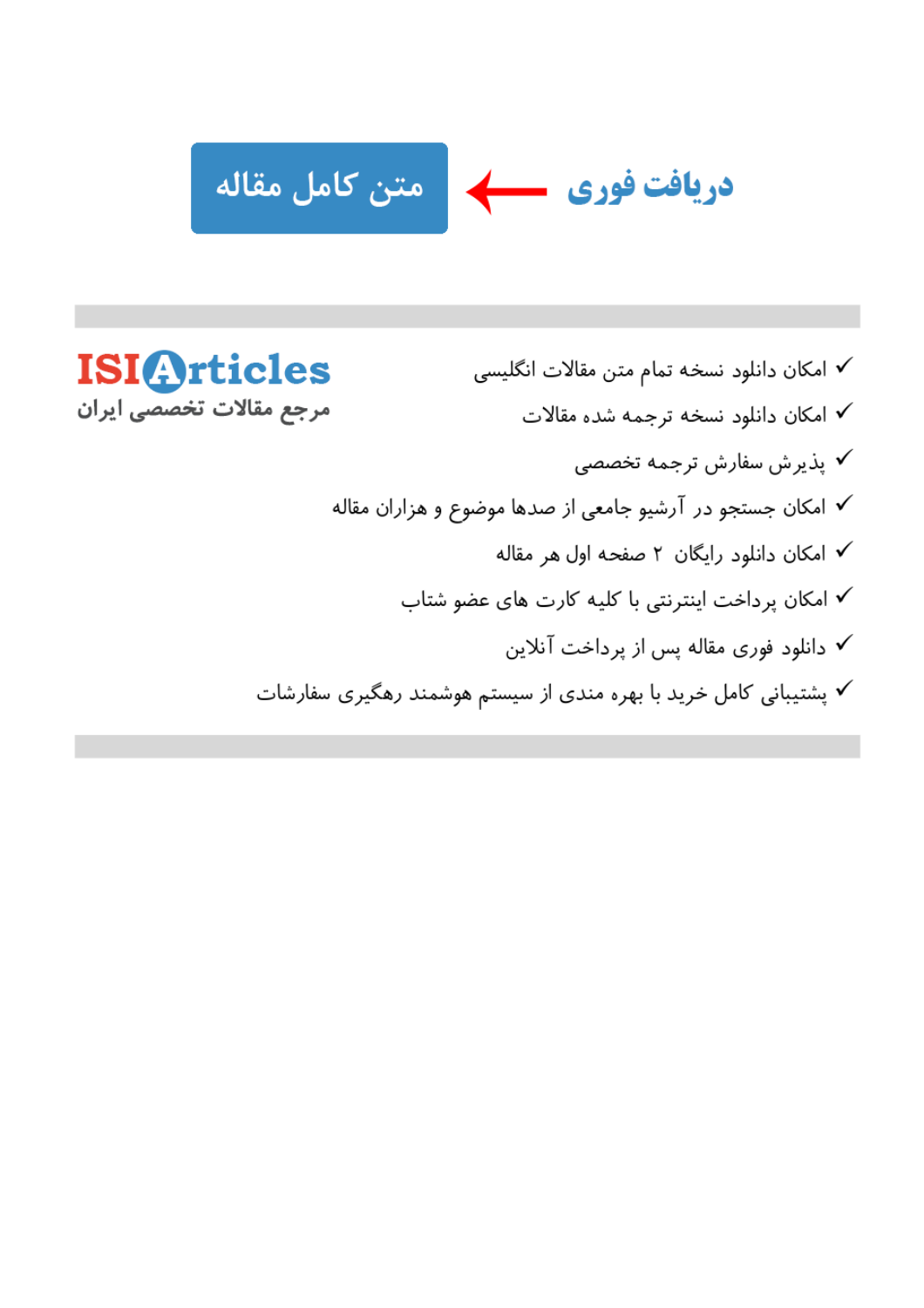دریافت فوری ← متن کامل مقاله

**ISIArticles**
مرجع مقالات تخصصی ایران

- ✓ امکان دانلود نسخه تمام متن مقالات انگلیسی
- ✓ امکان دانلود نسخه ترجمه شده مقالات
- ✓ پذیرش سفارش ترجمه تخصصی
- ✓ امکان جستجو در آرشیو جامعی از صدها موضوع و هزاران مقاله
- ✓ امکان دانلود رایگان ۲ صفحه اول هر مقاله
- ✓ امکان پرداخت اینترنتی با کلیه کارت های عضو شتاب
- ✓ دانلود فوری مقاله پس از پرداخت آنلاین
- ✓ پشتیبانی کامل خرید با بهره مندی از سیستم هوشمند رهگیری سفارشات